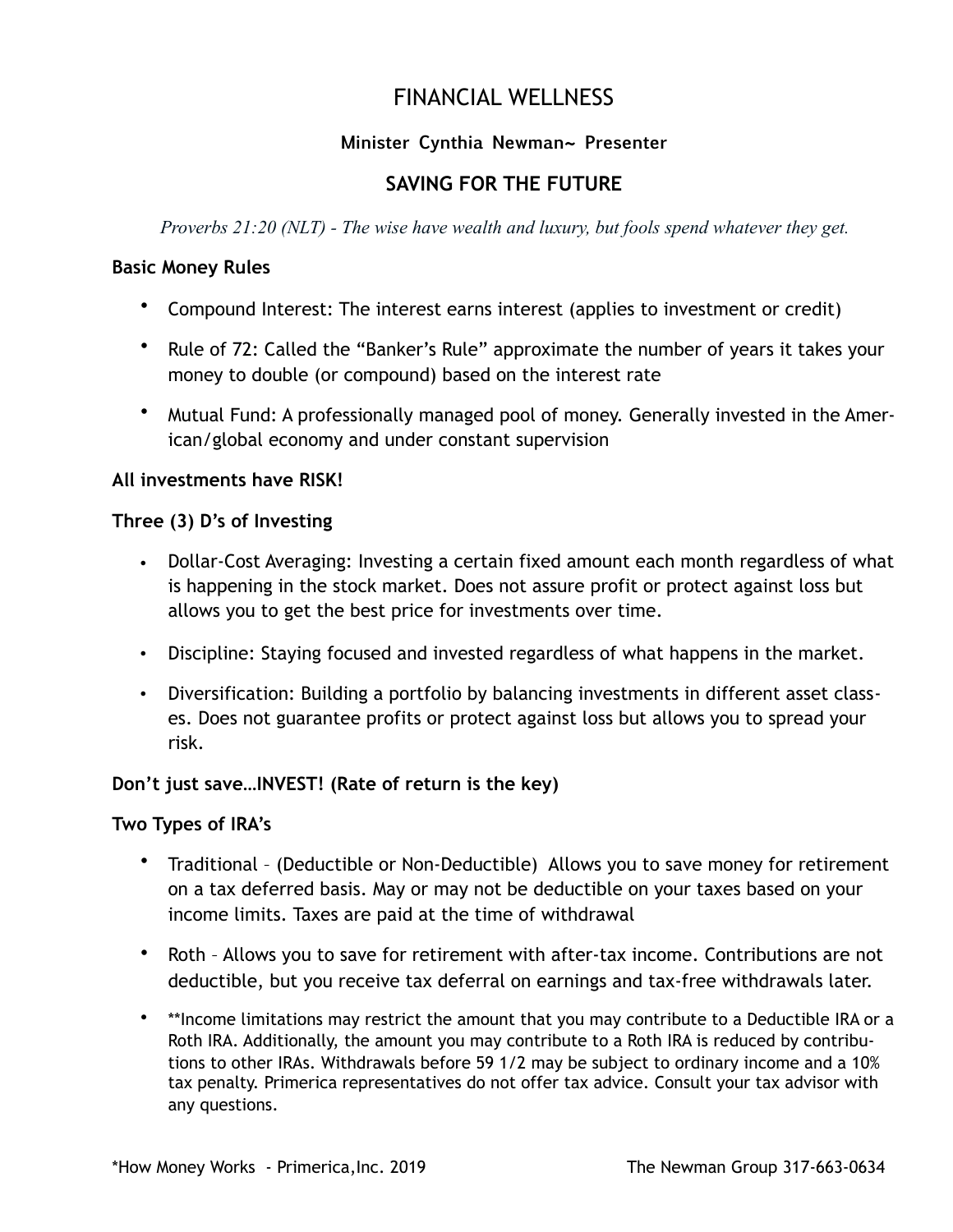# FINANCIAL WELLNESS

**Minister Cynthia Newman~ Presenter**

## SAVING FOR THE FUTURE

*Proverbs 21:20 (NLT) - The wise have wealth and luxury, but fools spend whatever they get.*

**Basic Money Rules**

- Compound Interest: The interest earns interest (applies to investment or credit)
- Rule of 72: Called the "Banker's Rule" approximate the number of years it takes your money to double (or compound) based on the interest rate
- Mutual Fund: A professionally managed pool of money. Generally invested in the American/global economy and under constant supervision

**All investments have RISK!**

**Three (3) D's of Investing**

- Dollar-Cost Averaging: Investing a certain fixed amount each month regardless of what is happening in the stock market. Does not assure profit or protect against loss but allows you to get the best price for investments over time.
- Discipline: Staying focused and invested regardless of what happens in the market.
- Diversification: Building a portfolio by balancing investments in different asset classes. Does not guarantee profits or protect against loss but allows you to spread your risk.

**Don't just save…INVEST! (Rate of return is the key)**

**Two Types of IRA's**

- Traditional – (Deductible or Non-Deductible) Allows you to save money for retirement on a tax deferred basis. May or may not be deductible on your taxes based on your income limits. Taxes are paid at the time of withdrawal
- Roth – Allows you to save for retirement with after-tax income. Contributions are not deductible, but you receive tax deferral on earnings and tax-free withdrawals later.
- **Income limitations may restrict the amount that you may contribute to a Deductible IRA or a Roth IRA. Additionally, the amount you may contribute to a Roth IRA is reduced by contributions to other IRAs. Withdrawals before 59 1/2 may be subject to ordinary income and a 10% tax penalty. Primerica representatives do not offer tax advice. Consult your tax advisor with any questions.

*How Money Works - Primerica,Inc. 2019 The Newman Group 317-663-0634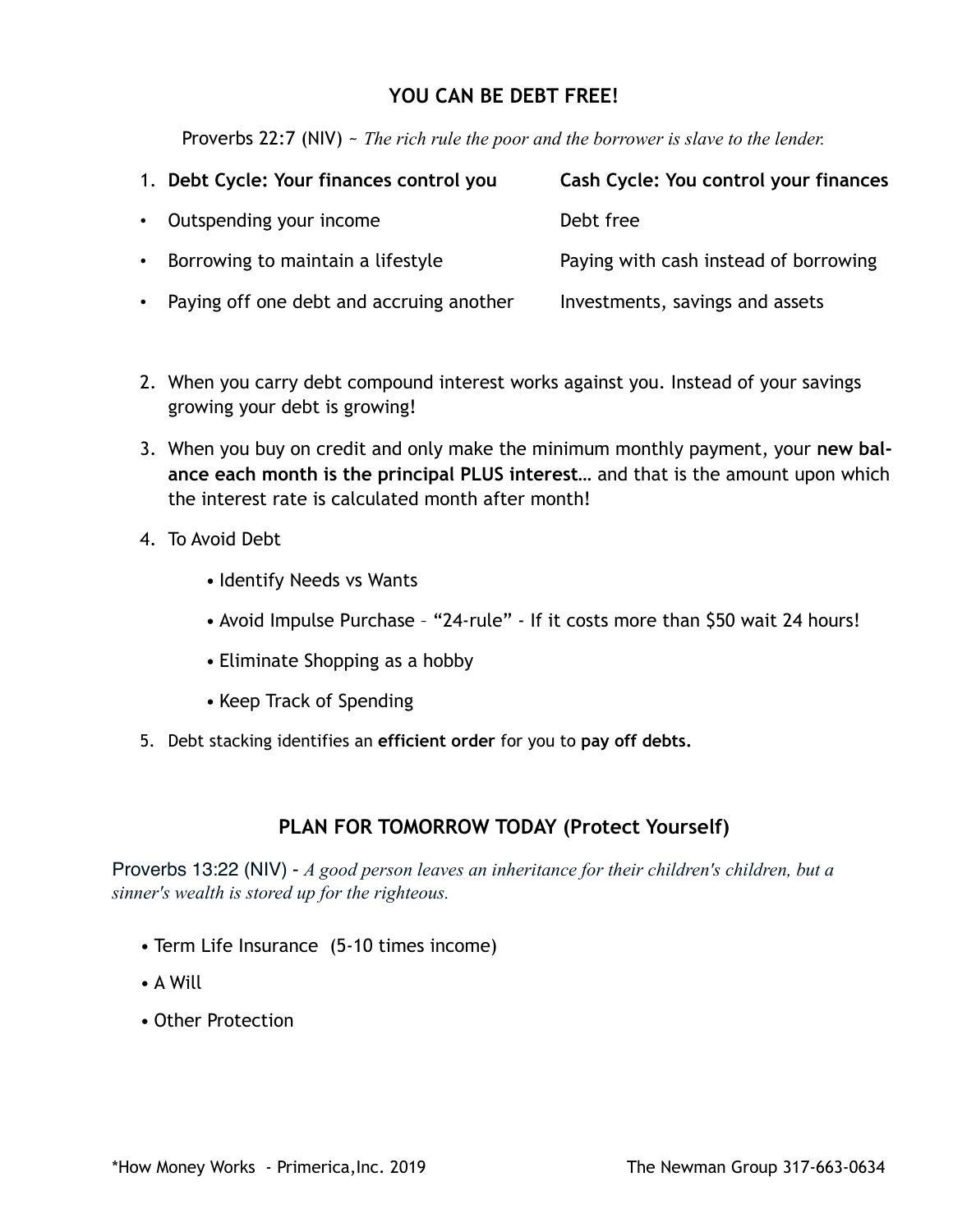## YOU CAN BE DEBT FREE!

Proverbs 22:7 (NIV) ~ *The rich rule the poor and the borrower is slave to the lender.*

1. **Debt Cycle: Your finances control you** / **Cash Cycle: You control your finances**

| Debt Cycle: Your finances control you | Cash Cycle: You control your finances |
|---|---|
| Outspending your income | Debt free |
| Borrowing to maintain a lifestyle | Paying with cash instead of borrowing |
| Paying off one debt and accruing another | Investments, savings and assets |

2. When you carry debt compound interest works against you. Instead of your savings growing your debt is growing!
3. When you buy on credit and only make the minimum monthly payment, your **new balance each month is the principal PLUS interest…** and that is the amount upon which the interest rate is calculated month after month!
4. To Avoid Debt
   - Identify Needs vs Wants
   - Avoid Impulse Purchase – "24-rule" - If it costs more than $50 wait 24 hours!
   - Eliminate Shopping as a hobby
   - Keep Track of Spending
5. Debt stacking identifies an **efficient order** for you to **pay off debts.**

## PLAN FOR TOMORROW TODAY (Protect Yourself)

Proverbs 13:22 (NIV) - *A good person leaves an inheritance for their children's children, but a sinner's wealth is stored up for the righteous.*

- Term Life Insurance (5-10 times income)
- A Will
- Other Protection